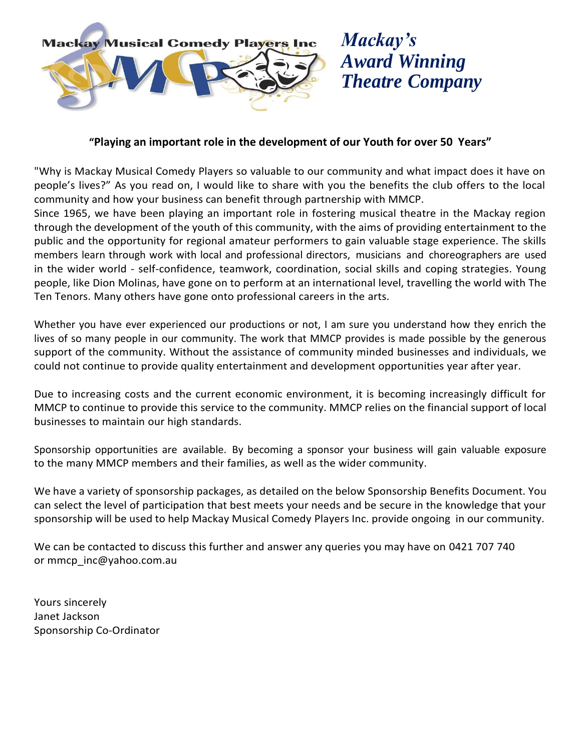Mackay Musical Comedy Players Inc

*Mackay's Award Winning Theatre Company*

**"Playing an important role in the development of our Youth for over 50 Years"**

"Why is Mackay Musical Comedy Players so valuable to our community and what impact does it have on people's lives?" As you read on, I would like to share with you the benefits the club offers to the local community and how your business can benefit through partnership with MMCP.
Since 1965, we have been playing an important role in fostering musical theatre in the Mackay region through the development of the youth of this community, with the aims of providing entertainment to the public and the opportunity for regional amateur performers to gain valuable stage experience. The skills members learn through work with local and professional directors, musicians and choreographers are used in the wider world - self-confidence, teamwork, coordination, social skills and coping strategies. Young people, like Dion Molinas, have gone on to perform at an international level, travelling the world with The Ten Tenors. Many others have gone onto professional careers in the arts.

Whether you have ever experienced our productions or not, I am sure you understand how they enrich the lives of so many people in our community. The work that MMCP provides is made possible by the generous support of the community. Without the assistance of community minded businesses and individuals, we could not continue to provide quality entertainment and development opportunities year after year.

Due to increasing costs and the current economic environment, it is becoming increasingly difficult for MMCP to continue to provide this service to the community. MMCP relies on the financial support of local businesses to maintain our high standards.

Sponsorship opportunities are available. By becoming a sponsor your business will gain valuable exposure to the many MMCP members and their families, as well as the wider community.

We have a variety of sponsorship packages, as detailed on the below Sponsorship Benefits Document. You can select the level of participation that best meets your needs and be secure in the knowledge that your sponsorship will be used to help Mackay Musical Comedy Players Inc. provide ongoing in our community.

We can be contacted to discuss this further and answer any queries you may have on 0421 707 740 or mmcp_inc@yahoo.com.au

Yours sincerely
Janet Jackson
Sponsorship Co-Ordinator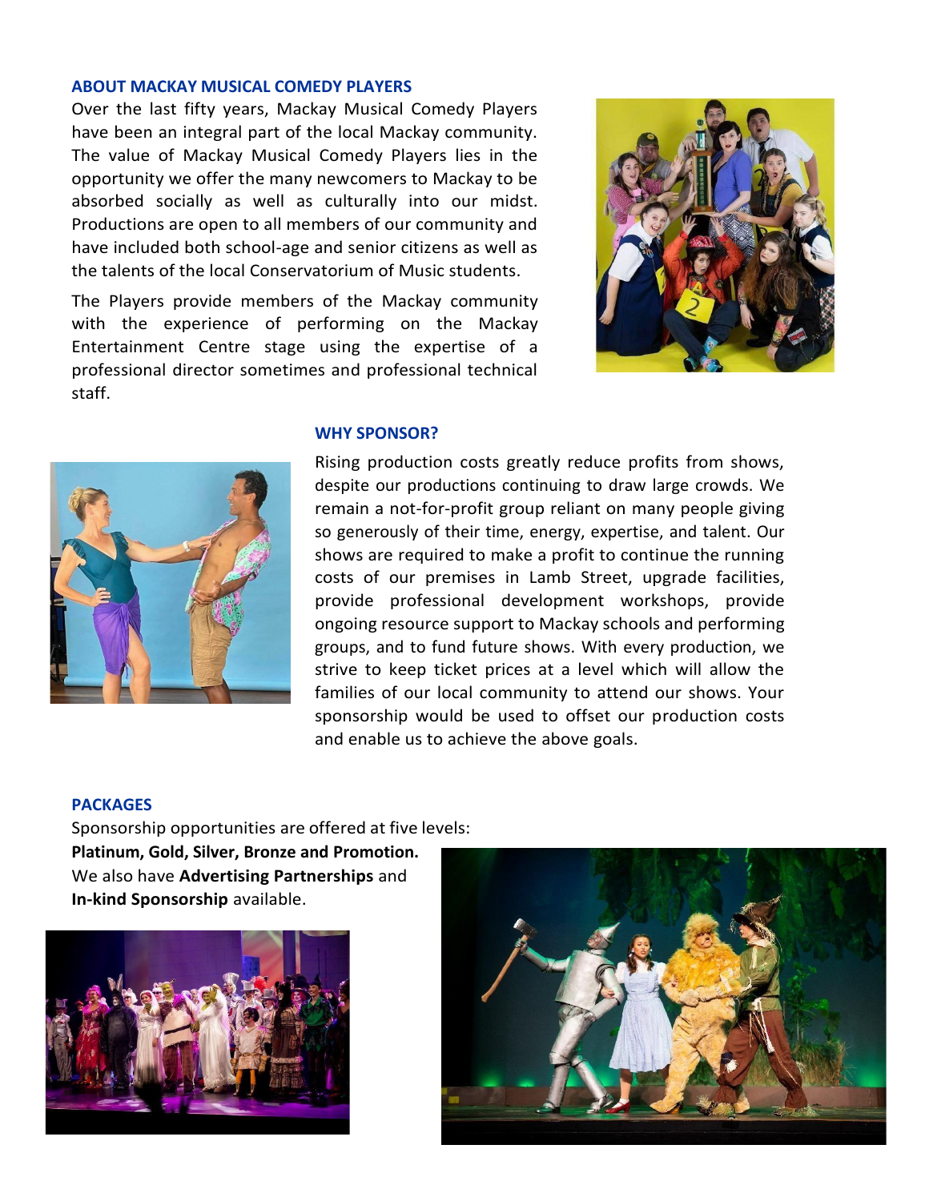## ABOUT MACKAY MUSICAL COMEDY PLAYERS

Over the last fifty years, Mackay Musical Comedy Players have been an integral part of the local Mackay community. The value of Mackay Musical Comedy Players lies in the opportunity we offer the many newcomers to Mackay to be absorbed socially as well as culturally into our midst. Productions are open to all members of our community and have included both school-age and senior citizens as well as the talents of the local Conservatorium of Music students.

The Players provide members of the Mackay community with the experience of performing on the Mackay Entertainment Centre stage using the expertise of a professional director sometimes and professional technical staff.

## WHY SPONSOR?

Rising production costs greatly reduce profits from shows, despite our productions continuing to draw large crowds. We remain a not-for-profit group reliant on many people giving so generously of their time, energy, expertise, and talent. Our shows are required to make a profit to continue the running costs of our premises in Lamb Street, upgrade facilities, provide professional development workshops, provide ongoing resource support to Mackay schools and performing groups, and to fund future shows. With every production, we strive to keep ticket prices at a level which will allow the families of our local community to attend our shows. Your sponsorship would be used to offset our production costs and enable us to achieve the above goals.

## PACKAGES

Sponsorship opportunities are offered at five levels:
**Platinum, Gold, Silver, Bronze and Promotion.**
We also have **Advertising Partnerships** and **In-kind Sponsorship** available.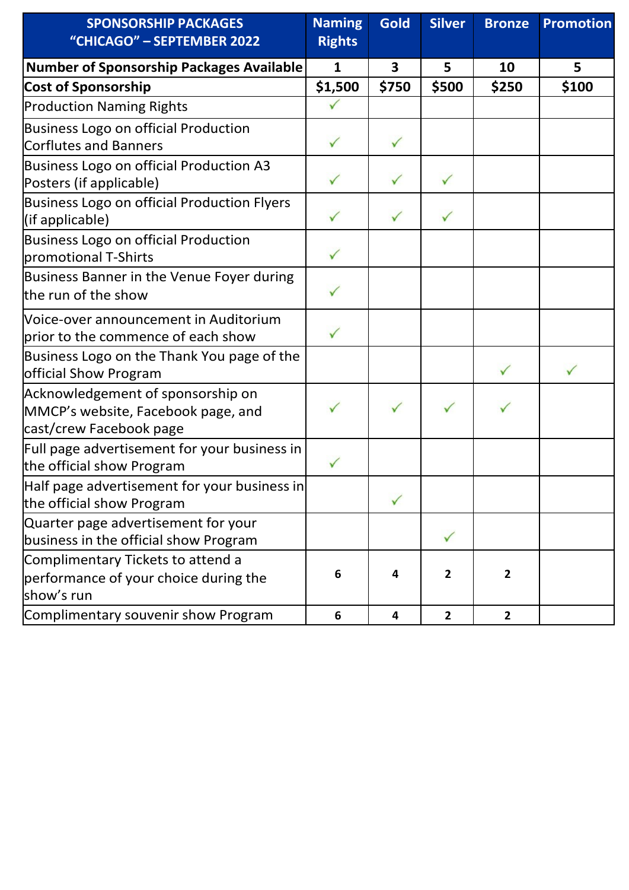| SPONSORSHIP PACKAGES "CHICAGO" – SEPTEMBER 2022 | Naming Rights | Gold | Silver | Bronze | Promotion |
|---|---|---|---|---|---|
| **Number of Sponsorship Packages Available** | **1** | **3** | **5** | **10** | **5** |
| **Cost of Sponsorship** | **$1,500** | **$750** | **$500** | **$250** | **$100** |
| Production Naming Rights | ✓ | | | | |
| Business Logo on official Production Corflutes and Banners | ✓ | ✓ | | | |
| Business Logo on official Production A3 Posters (if applicable) | ✓ | ✓ | ✓ | | |
| Business Logo on official Production Flyers (if applicable) | ✓ | ✓ | ✓ | | |
| Business Logo on official Production promotional T-Shirts | ✓ | | | | |
| Business Banner in the Venue Foyer during the run of the show | ✓ | | | | |
| Voice-over announcement in Auditorium prior to the commence of each show | ✓ | | | | |
| Business Logo on the Thank You page of the official Show Program | | | | ✓ | ✓ |
| Acknowledgement of sponsorship on MMCP's website, Facebook page, and cast/crew Facebook page | ✓ | ✓ | ✓ | ✓ | |
| Full page advertisement for your business in the official show Program | ✓ | | | | |
| Half page advertisement for your business in the official show Program | | ✓ | | | |
| Quarter page advertisement for your business in the official show Program | | | ✓ | | |
| Complimentary Tickets to attend a performance of your choice during the show's run | **6** | **4** | **2** | **2** | |
| Complimentary souvenir show Program | **6** | **4** | **2** | **2** | |